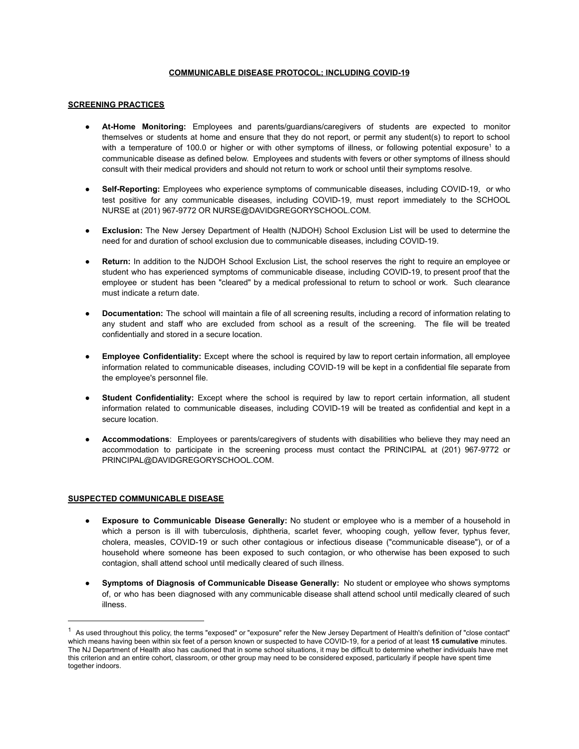# COMMUNICABLE DISEASE PROTOCOL; INCLUDING COVID-19

## SCREENING PRACTICES

- **At-Home Monitoring:** Employees and parents/guardians/caregivers of students are expected to monitor themselves or students at home and ensure that they do not report, or permit any student(s) to report to school with a temperature of 100.0 or higher or with other symptoms of illness, or following potential exposure[1] to a communicable disease as defined below. Employees and students with fevers or other symptoms of illness should consult with their medical providers and should not return to work or school until their symptoms resolve.

- **Self-Reporting:** Employees who experience symptoms of communicable diseases, including COVID-19, or who test positive for any communicable diseases, including COVID-19, must report immediately to the SCHOOL NURSE at (201) 967-9772 OR NURSE@DAVIDGREGORYSCHOOL.COM.

- **Exclusion:** The New Jersey Department of Health (NJDOH) School Exclusion List will be used to determine the need for and duration of school exclusion due to communicable diseases, including COVID-19.

- **Return:** In addition to the NJDOH School Exclusion List, the school reserves the right to require an employee or student who has experienced symptoms of communicable disease, including COVID-19, to present proof that the employee or student has been "cleared" by a medical professional to return to school or work. Such clearance must indicate a return date.

- **Documentation:** The school will maintain a file of all screening results, including a record of information relating to any student and staff who are excluded from school as a result of the screening. The file will be treated confidentially and stored in a secure location.

- **Employee Confidentiality:** Except where the school is required by law to report certain information, all employee information related to communicable diseases, including COVID-19 will be kept in a confidential file separate from the employee's personnel file.

- **Student Confidentiality:** Except where the school is required by law to report certain information, all student information related to communicable diseases, including COVID-19 will be treated as confidential and kept in a secure location.

- **Accommodations**: Employees or parents/caregivers of students with disabilities who believe they may need an accommodation to participate in the screening process must contact the PRINCIPAL at (201) 967-9772 or PRINCIPAL@DAVIDGREGORYSCHOOL.COM.

## SUSPECTED COMMUNICABLE DISEASE

- **Exposure to Communicable Disease Generally:** No student or employee who is a member of a household in which a person is ill with tuberculosis, diphtheria, scarlet fever, whooping cough, yellow fever, typhus fever, cholera, measles, COVID-19 or such other contagious or infectious disease ("communicable disease"), or of a household where someone has been exposed to such contagion, or who otherwise has been exposed to such contagion, shall attend school until medically cleared of such illness.

- **Symptoms of Diagnosis of Communicable Disease Generally:** No student or employee who shows symptoms of, or who has been diagnosed with any communicable disease shall attend school until medically cleared of such illness.

---

[1] As used throughout this policy, the terms "exposed" or "exposure" refer the New Jersey Department of Health's definition of "close contact" which means having been within six feet of a person known or suspected to have COVID-19, for a period of at least **15 cumulative** minutes. The NJ Department of Health also has cautioned that in some school situations, it may be difficult to determine whether individuals have met this criterion and an entire cohort, classroom, or other group may need to be considered exposed, particularly if people have spent time together indoors.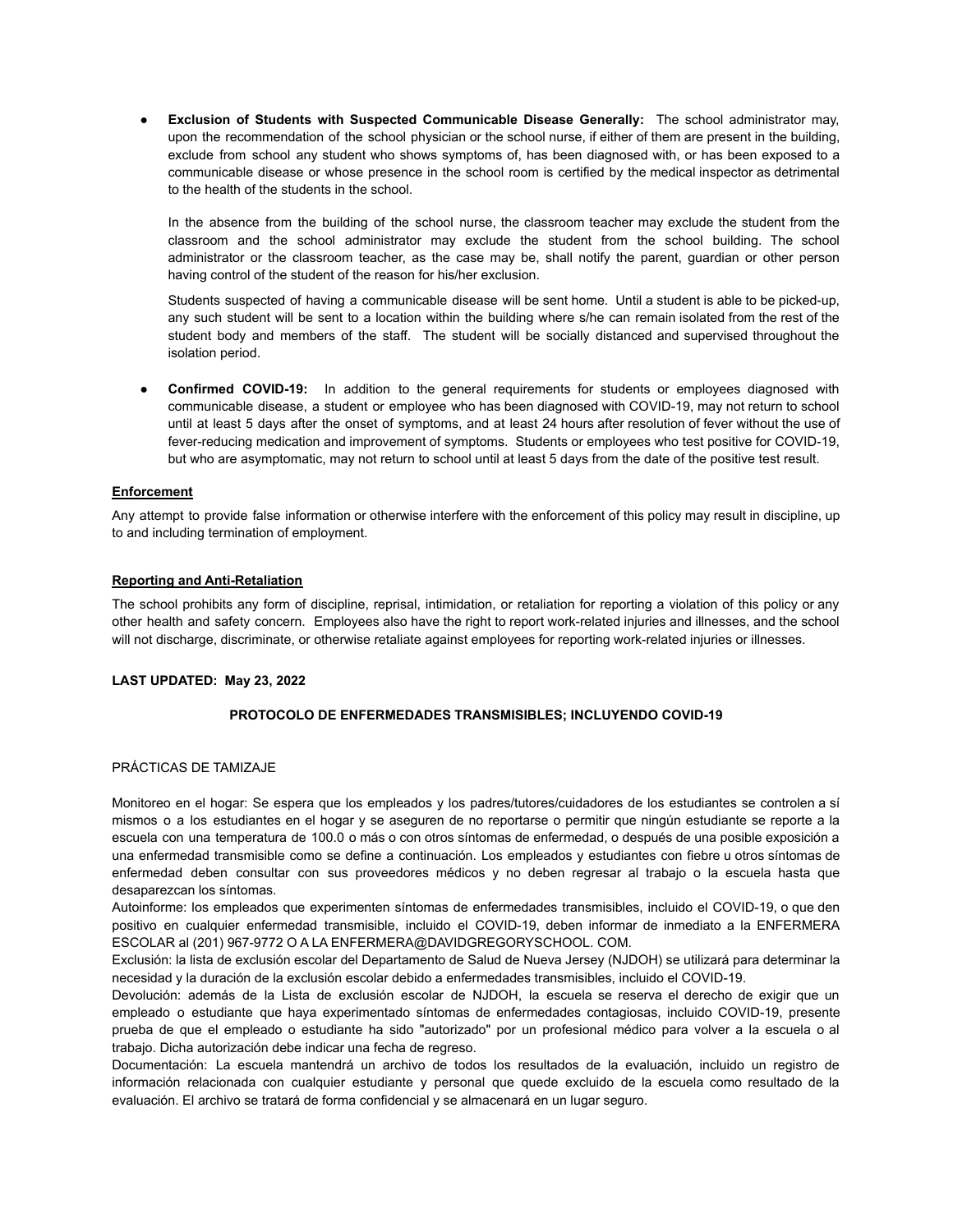- **Exclusion of Students with Suspected Communicable Disease Generally:** The school administrator may, upon the recommendation of the school physician or the school nurse, if either of them are present in the building, exclude from school any student who shows symptoms of, has been diagnosed with, or has been exposed to a communicable disease or whose presence in the school room is certified by the medical inspector as detrimental to the health of the students in the school.

  In the absence from the building of the school nurse, the classroom teacher may exclude the student from the classroom and the school administrator may exclude the student from the school building. The school administrator or the classroom teacher, as the case may be, shall notify the parent, guardian or other person having control of the student of the reason for his/her exclusion.

  Students suspected of having a communicable disease will be sent home. Until a student is able to be picked-up, any such student will be sent to a location within the building where s/he can remain isolated from the rest of the student body and members of the staff. The student will be socially distanced and supervised throughout the isolation period.

- **Confirmed COVID-19:** In addition to the general requirements for students or employees diagnosed with communicable disease, a student or employee who has been diagnosed with COVID-19, may not return to school until at least 5 days after the onset of symptoms, and at least 24 hours after resolution of fever without the use of fever-reducing medication and improvement of symptoms. Students or employees who test positive for COVID-19, but who are asymptomatic, may not return to school until at least 5 days from the date of the positive test result.

**Enforcement**

Any attempt to provide false information or otherwise interfere with the enforcement of this policy may result in discipline, up to and including termination of employment.

**Reporting and Anti-Retaliation**

The school prohibits any form of discipline, reprisal, intimidation, or retaliation for reporting a violation of this policy or any other health and safety concern. Employees also have the right to report work-related injuries and illnesses, and the school will not discharge, discriminate, or otherwise retaliate against employees for reporting work-related injuries or illnesses.

**LAST UPDATED: May 23, 2022**

## PROTOCOLO DE ENFERMEDADES TRANSMISIBLES; INCLUYENDO COVID-19

PRÁCTICAS DE TAMIZAJE

Monitoreo en el hogar: Se espera que los empleados y los padres/tutores/cuidadores de los estudiantes se controlen a sí mismos o a los estudiantes en el hogar y se aseguren de no reportarse o permitir que ningún estudiante se reporte a la escuela con una temperatura de 100.0 o más o con otros síntomas de enfermedad, o después de una posible exposición a una enfermedad transmisible como se define a continuación. Los empleados y estudiantes con fiebre u otros síntomas de enfermedad deben consultar con sus proveedores médicos y no deben regresar al trabajo o la escuela hasta que desaparezcan los síntomas.

Autoinforme: los empleados que experimenten síntomas de enfermedades transmisibles, incluido el COVID-19, o que den positivo en cualquier enfermedad transmisible, incluido el COVID-19, deben informar de inmediato a la ENFERMERA ESCOLAR al (201) 967-9772 O A LA ENFERMERA@DAVIDGREGORYSCHOOL. COM.

Exclusión: la lista de exclusión escolar del Departamento de Salud de Nueva Jersey (NJDOH) se utilizará para determinar la necesidad y la duración de la exclusión escolar debido a enfermedades transmisibles, incluido el COVID-19.

Devolución: además de la Lista de exclusión escolar de NJDOH, la escuela se reserva el derecho de exigir que un empleado o estudiante que haya experimentado síntomas de enfermedades contagiosas, incluido COVID-19, presente prueba de que el empleado o estudiante ha sido "autorizado" por un profesional médico para volver a la escuela o al trabajo. Dicha autorización debe indicar una fecha de regreso.

Documentación: La escuela mantendrá un archivo de todos los resultados de la evaluación, incluido un registro de información relacionada con cualquier estudiante y personal que quede excluido de la escuela como resultado de la evaluación. El archivo se tratará de forma confidencial y se almacenará en un lugar seguro.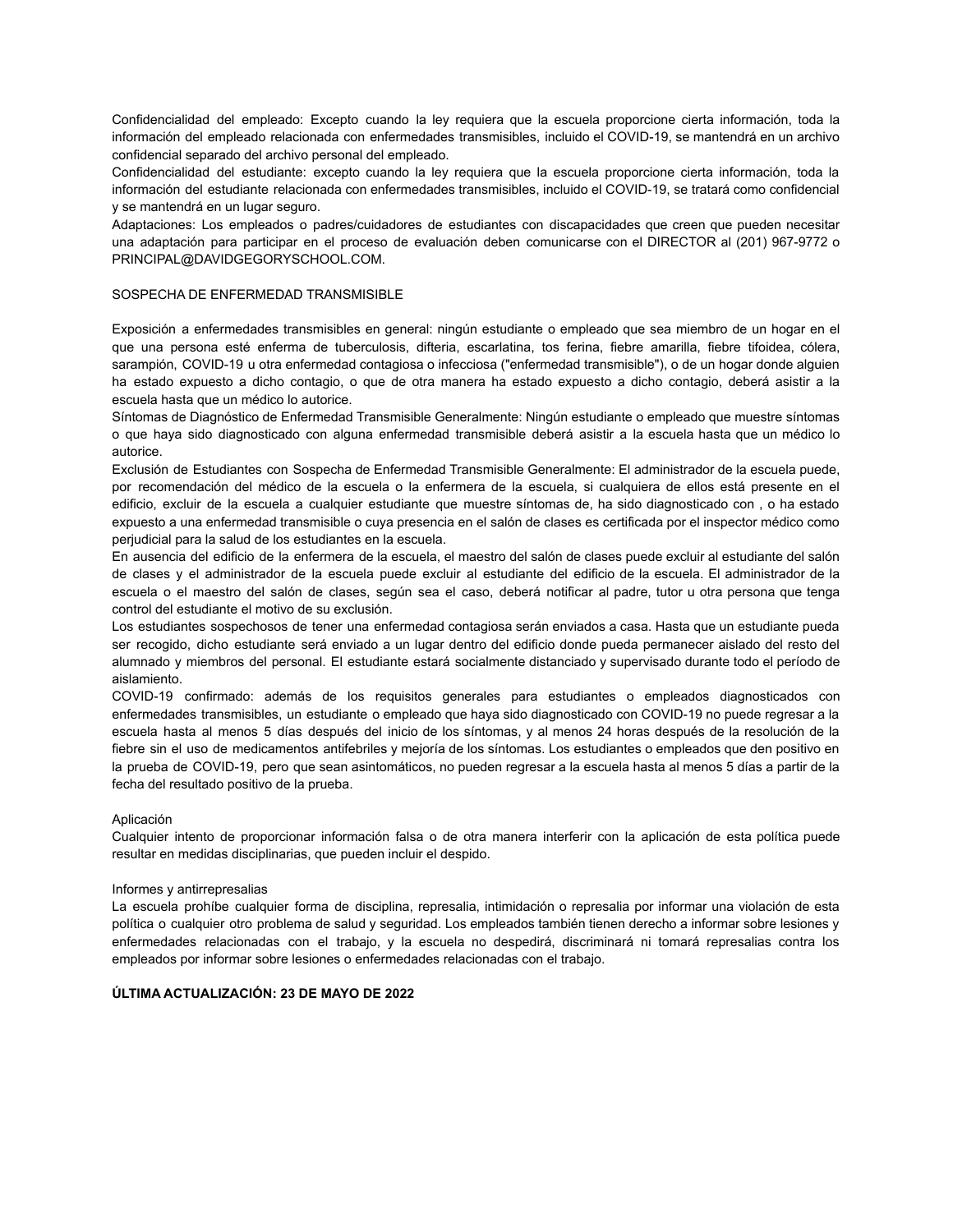Confidencialidad del empleado: Excepto cuando la ley requiera que la escuela proporcione cierta información, toda la información del empleado relacionada con enfermedades transmisibles, incluido el COVID-19, se mantendrá en un archivo confidencial separado del archivo personal del empleado.
Confidencialidad del estudiante: excepto cuando la ley requiera que la escuela proporcione cierta información, toda la información del estudiante relacionada con enfermedades transmisibles, incluido el COVID-19, se tratará como confidencial y se mantendrá en un lugar seguro.
Adaptaciones: Los empleados o padres/cuidadores de estudiantes con discapacidades que creen que pueden necesitar una adaptación para participar en el proceso de evaluación deben comunicarse con el DIRECTOR al (201) 967-9772 o PRINCIPAL@DAVIDGEGORYSCHOOL.COM.

SOSPECHA DE ENFERMEDAD TRANSMISIBLE

Exposición a enfermedades transmisibles en general: ningún estudiante o empleado que sea miembro de un hogar en el que una persona esté enferma de tuberculosis, difteria, escarlatina, tos ferina, fiebre amarilla, fiebre tifoidea, cólera, sarampión, COVID-19 u otra enfermedad contagiosa o infecciosa ("enfermedad transmisible"), o de un hogar donde alguien ha estado expuesto a dicho contagio, o que de otra manera ha estado expuesto a dicho contagio, deberá asistir a la escuela hasta que un médico lo autorice.
Síntomas de Diagnóstico de Enfermedad Transmisible Generalmente: Ningún estudiante o empleado que muestre síntomas o que haya sido diagnosticado con alguna enfermedad transmisible deberá asistir a la escuela hasta que un médico lo autorice.
Exclusión de Estudiantes con Sospecha de Enfermedad Transmisible Generalmente: El administrador de la escuela puede, por recomendación del médico de la escuela o la enfermera de la escuela, si cualquiera de ellos está presente en el edificio, excluir de la escuela a cualquier estudiante que muestre síntomas de, ha sido diagnosticado con , o ha estado expuesto a una enfermedad transmisible o cuya presencia en el salón de clases es certificada por el inspector médico como perjudicial para la salud de los estudiantes en la escuela.
En ausencia del edificio de la enfermera de la escuela, el maestro del salón de clases puede excluir al estudiante del salón de clases y el administrador de la escuela puede excluir al estudiante del edificio de la escuela. El administrador de la escuela o el maestro del salón de clases, según sea el caso, deberá notificar al padre, tutor u otra persona que tenga control del estudiante el motivo de su exclusión.
Los estudiantes sospechosos de tener una enfermedad contagiosa serán enviados a casa. Hasta que un estudiante pueda ser recogido, dicho estudiante será enviado a un lugar dentro del edificio donde pueda permanecer aislado del resto del alumnado y miembros del personal. El estudiante estará socialmente distanciado y supervisado durante todo el período de aislamiento.
COVID-19 confirmado: además de los requisitos generales para estudiantes o empleados diagnosticados con enfermedades transmisibles, un estudiante o empleado que haya sido diagnosticado con COVID-19 no puede regresar a la escuela hasta al menos 5 días después del inicio de los síntomas, y al menos 24 horas después de la resolución de la fiebre sin el uso de medicamentos antifebriles y mejoría de los síntomas. Los estudiantes o empleados que den positivo en la prueba de COVID-19, pero que sean asintomáticos, no pueden regresar a la escuela hasta al menos 5 días a partir de la fecha del resultado positivo de la prueba.

Aplicación
Cualquier intento de proporcionar información falsa o de otra manera interferir con la aplicación de esta política puede resultar en medidas disciplinarias, que pueden incluir el despido.

Informes y antirrepresalias
La escuela prohíbe cualquier forma de disciplina, represalia, intimidación o represalia por informar una violación de esta política o cualquier otro problema de salud y seguridad. Los empleados también tienen derecho a informar sobre lesiones y enfermedades relacionadas con el trabajo, y la escuela no despedirá, discriminará ni tomará represalias contra los empleados por informar sobre lesiones o enfermedades relacionadas con el trabajo.

**ÚLTIMA ACTUALIZACIÓN: 23 DE MAYO DE 2022**